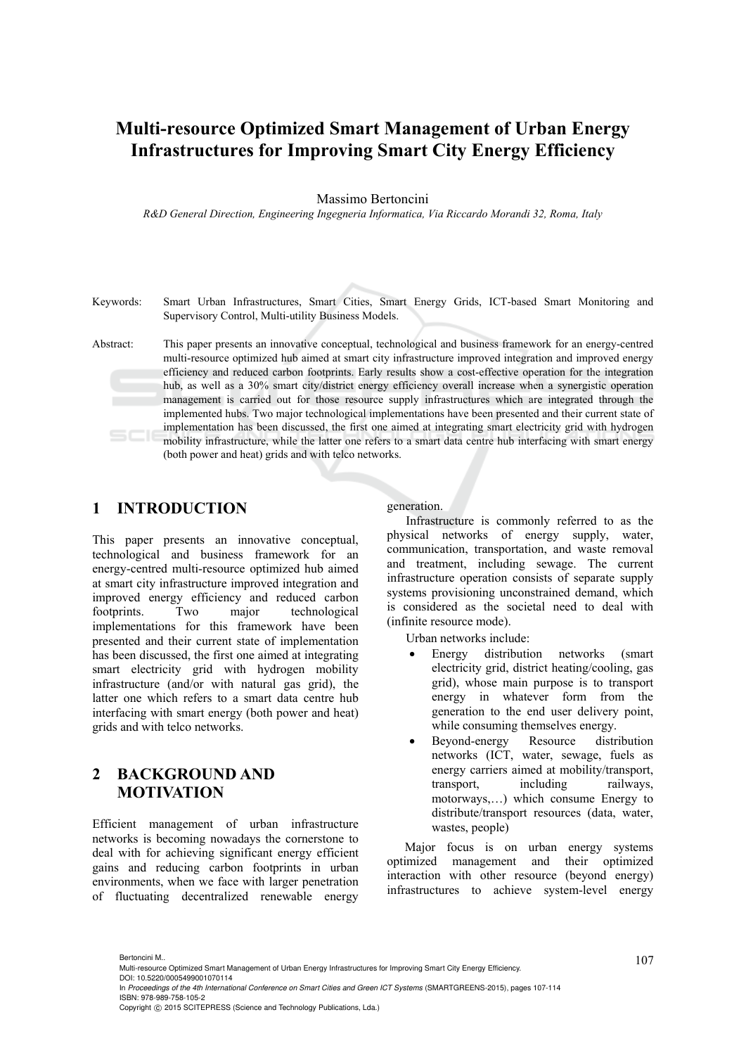# Multi-resource Optimized Smart Management of Urban Energy Infrastructures for Improving Smart City Energy Efficiency

Massimo Bertoncini

*R&D General Direction, Engineering Ingegneria Informatica, Via Riccardo Morandi 32, Roma, Italy*

Keywords: Smart Urban Infrastructures, Smart Cities, Smart Energy Grids, ICT-based Smart Monitoring and Supervisory Control, Multi-utility Business Models.

Abstract: This paper presents an innovative conceptual, technological and business framework for an energy-centred multi-resource optimized hub aimed at smart city infrastructure improved integration and improved energy efficiency and reduced carbon footprints. Early results show a cost-effective operation for the integration hub, as well as a 30% smart city/district energy efficiency overall increase when a synergistic operation management is carried out for those resource supply infrastructures which are integrated through the implemented hubs. Two major technological implementations have been presented and their current state of implementation has been discussed, the first one aimed at integrating smart electricity grid with hydrogen mobility infrastructure, while the latter one refers to a smart data centre hub interfacing with smart energy (both power and heat) grids and with telco networks.

## 1 INTRODUCTION

This paper presents an innovative conceptual, technological and business framework for an energy-centred multi-resource optimized hub aimed at smart city infrastructure improved integration and improved energy efficiency and reduced carbon footprints. Two major technological implementations for this framework have been presented and their current state of implementation has been discussed, the first one aimed at integrating smart electricity grid with hydrogen mobility infrastructure (and/or with natural gas grid), the latter one which refers to a smart data centre hub interfacing with smart energy (both power and heat) grids and with telco networks.

## 2 BACKGROUND AND MOTIVATION

Efficient management of urban infrastructure networks is becoming nowadays the cornerstone to deal with for achieving significant energy efficient gains and reducing carbon footprints in urban environments, when we face with larger penetration of fluctuating decentralized renewable energy generation.

Infrastructure is commonly referred to as the physical networks of energy supply, water, communication, transportation, and waste removal and treatment, including sewage. The current infrastructure operation consists of separate supply systems provisioning unconstrained demand, which is considered as the societal need to deal with (infinite resource mode).

Urban networks include:

- Energy distribution networks (smart electricity grid, district heating/cooling, gas grid), whose main purpose is to transport energy in whatever form from the generation to the end user delivery point, while consuming themselves energy.
- Beyond-energy Resource distribution networks (ICT, water, sewage, fuels as energy carriers aimed at mobility/transport, transport, including railways, motorways,…) which consume Energy to distribute/transport resources (data, water, wastes, people)

Major focus is on urban energy systems optimized management and their optimized interaction with other resource (beyond energy) infrastructures to achieve system-level energy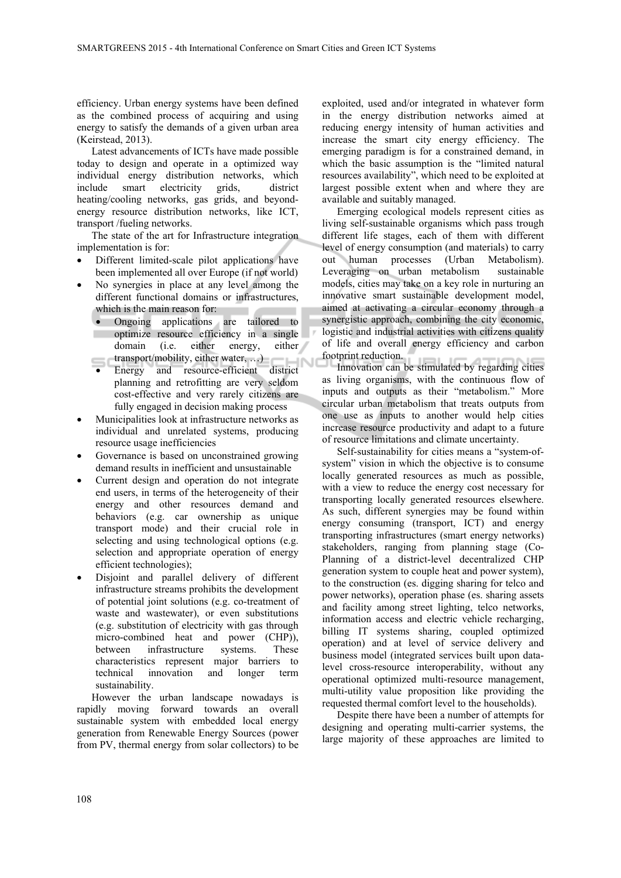efficiency. Urban energy systems have been defined as the combined process of acquiring and using energy to satisfy the demands of a given urban area (Keirstead, 2013).

Latest advancements of ICTs have made possible today to design and operate in a optimized way individual energy distribution networks, which include smart electricity grids, district heating/cooling networks, gas grids, and beyond-energy resource distribution networks, like ICT, transport /fueling networks.

The state of the art for Infrastructure integration implementation is for:

- Different limited-scale pilot applications have been implemented all over Europe (if not world)
- No synergies in place at any level among the different functional domains or infrastructures, which is the main reason for:
  - Ongoing applications are tailored to optimize resource efficiency in a single domain (i.e. either energy, either transport/mobility, either water, …)
  - Energy and resource-efficient district planning and retrofitting are very seldom cost-effective and very rarely citizens are fully engaged in decision making process
- Municipalities look at infrastructure networks as individual and unrelated systems, producing resource usage inefficiencies
- Governance is based on unconstrained growing demand results in inefficient and unsustainable
- Current design and operation do not integrate end users, in terms of the heterogeneity of their energy and other resources demand and behaviors (e.g. car ownership as unique transport mode) and their crucial role in selecting and using technological options (e.g. selection and appropriate operation of energy efficient technologies);
- Disjoint and parallel delivery of different infrastructure streams prohibits the development of potential joint solutions (e.g. co-treatment of waste and wastewater), or even substitutions (e.g. substitution of electricity with gas through micro-combined heat and power (CHP)), between infrastructure systems. These characteristics represent major barriers to technical innovation and longer term sustainability.

However the urban landscape nowadays is rapidly moving forward towards an overall sustainable system with embedded local energy generation from Renewable Energy Sources (power from PV, thermal energy from solar collectors) to be exploited, used and/or integrated in whatever form in the energy distribution networks aimed at reducing energy intensity of human activities and increase the smart city energy efficiency. The emerging paradigm is for a constrained demand, in which the basic assumption is the "limited natural resources availability", which need to be exploited at largest possible extent when and where they are available and suitably managed.

Emerging ecological models represent cities as living self-sustainable organisms which pass trough different life stages, each of them with different level of energy consumption (and materials) to carry out human processes (Urban Metabolism). Leveraging on urban metabolism sustainable models, cities may take on a key role in nurturing an innovative smart sustainable development model, aimed at activating a circular economy through a synergistic approach, combining the city economic, logistic and industrial activities with citizens quality of life and overall energy efficiency and carbon footprint reduction.

Innovation can be stimulated by regarding cities as living organisms, with the continuous flow of inputs and outputs as their "metabolism." More circular urban metabolism that treats outputs from one use as inputs to another would help cities increase resource productivity and adapt to a future of resource limitations and climate uncertainty.

Self-sustainability for cities means a "system-of-system" vision in which the objective is to consume locally generated resources as much as possible, with a view to reduce the energy cost necessary for transporting locally generated resources elsewhere. As such, different synergies may be found within energy consuming (transport, ICT) and energy transporting infrastructures (smart energy networks) stakeholders, ranging from planning stage (Co-Planning of a district-level decentralized CHP generation system to couple heat and power system), to the construction (es. digging sharing for telco and power networks), operation phase (es. sharing assets and facility among street lighting, telco networks, information access and electric vehicle recharging, billing IT systems sharing, coupled optimized operation) and at level of service delivery and business model (integrated services built upon data-level cross-resource interoperability, without any operational optimized multi-resource management, multi-utility value proposition like providing the requested thermal comfort level to the households).

Despite there have been a number of attempts for designing and operating multi-carrier systems, the large majority of these approaches are limited to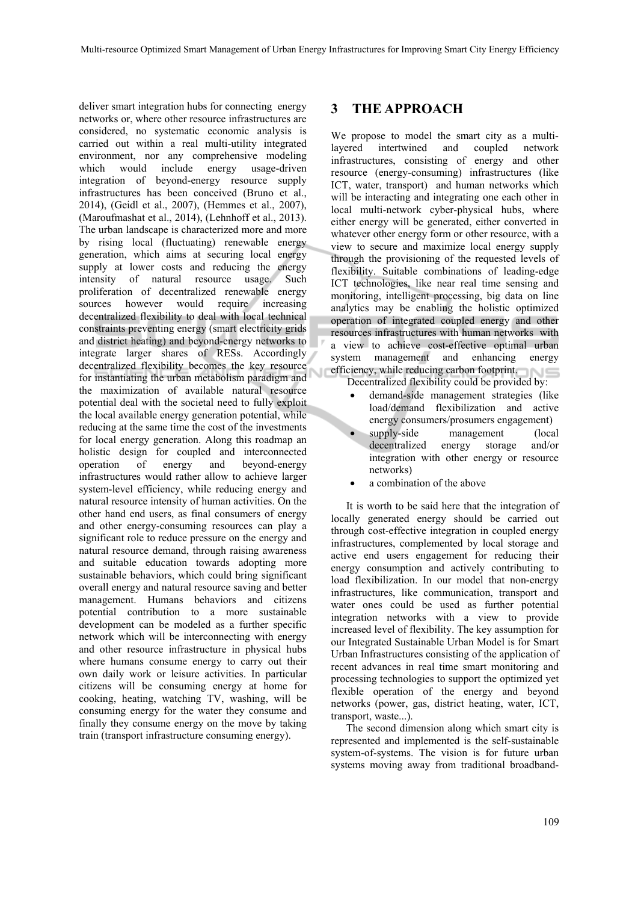deliver smart integration hubs for connecting energy networks or, where other resource infrastructures are considered, no systematic economic analysis is carried out within a real multi-utility integrated environment, nor any comprehensive modeling which would include energy usage-driven integration of beyond-energy resource supply infrastructures has been conceived (Bruno et al., 2014), (Geidl et al., 2007), (Hemmes et al., 2007), (Maroufmashat et al., 2014), (Lehnhoff et al., 2013). The urban landscape is characterized more and more by rising local (fluctuating) renewable energy generation, which aims at securing local energy supply at lower costs and reducing the energy intensity of natural resource usage. Such proliferation of decentralized renewable energy sources however would require increasing decentralized flexibility to deal with local technical constraints preventing energy (smart electricity grids and district heating) and beyond-energy networks to integrate larger shares of RESs. Accordingly decentralized flexibility becomes the key resource for instantiating the urban metabolism paradigm and the maximization of available natural resource potential deal with the societal need to fully exploit the local available energy generation potential, while reducing at the same time the cost of the investments for local energy generation. Along this roadmap an holistic design for coupled and interconnected operation of energy and beyond-energy infrastructures would rather allow to achieve larger system-level efficiency, while reducing energy and natural resource intensity of human activities. On the other hand end users, as final consumers of energy and other energy-consuming resources can play a significant role to reduce pressure on the energy and natural resource demand, through raising awareness and suitable education towards adopting more sustainable behaviors, which could bring significant overall energy and natural resource saving and better management. Humans behaviors and citizens potential contribution to a more sustainable development can be modeled as a further specific network which will be interconnecting with energy and other resource infrastructure in physical hubs where humans consume energy to carry out their own daily work or leisure activities. In particular citizens will be consuming energy at home for cooking, heating, watching TV, washing, will be consuming energy for the water they consume and finally they consume energy on the move by taking train (transport infrastructure consuming energy).

## 3 THE APPROACH

We propose to model the smart city as a multi-layered intertwined and coupled network infrastructures, consisting of energy and other resource (energy-consuming) infrastructures (like ICT, water, transport) and human networks which will be interacting and integrating one each other in local multi-network cyber-physical hubs, where either energy will be generated, either converted in whatever other energy form or other resource, with a view to secure and maximize local energy supply through the provisioning of the requested levels of flexibility. Suitable combinations of leading-edge ICT technologies, like near real time sensing and monitoring, intelligent processing, big data on line analytics may be enabling the holistic optimized operation of integrated coupled energy and other resources infrastructures with human networks with a view to achieve cost-effective optimal urban system management and enhancing energy efficiency, while reducing carbon footprint.

Decentralized flexibility could be provided by:

- demand-side management strategies (like load/demand flexibilization and active energy consumers/prosumers engagement)
- supply-side management (local decentralized energy storage and/or integration with other energy or resource networks)
- a combination of the above

It is worth to be said here that the integration of locally generated energy should be carried out through cost-effective integration in coupled energy infrastructures, complemented by local storage and active end users engagement for reducing their energy consumption and actively contributing to load flexibilization. In our model that non-energy infrastructures, like communication, transport and water ones could be used as further potential integration networks with a view to provide increased level of flexibility. The key assumption for our Integrated Sustainable Urban Model is for Smart Urban Infrastructures consisting of the application of recent advances in real time smart monitoring and processing technologies to support the optimized yet flexible operation of the energy and beyond networks (power, gas, district heating, water, ICT, transport, waste...).

The second dimension along which smart city is represented and implemented is the self-sustainable system-of-systems. The vision is for future urban systems moving away from traditional broadband-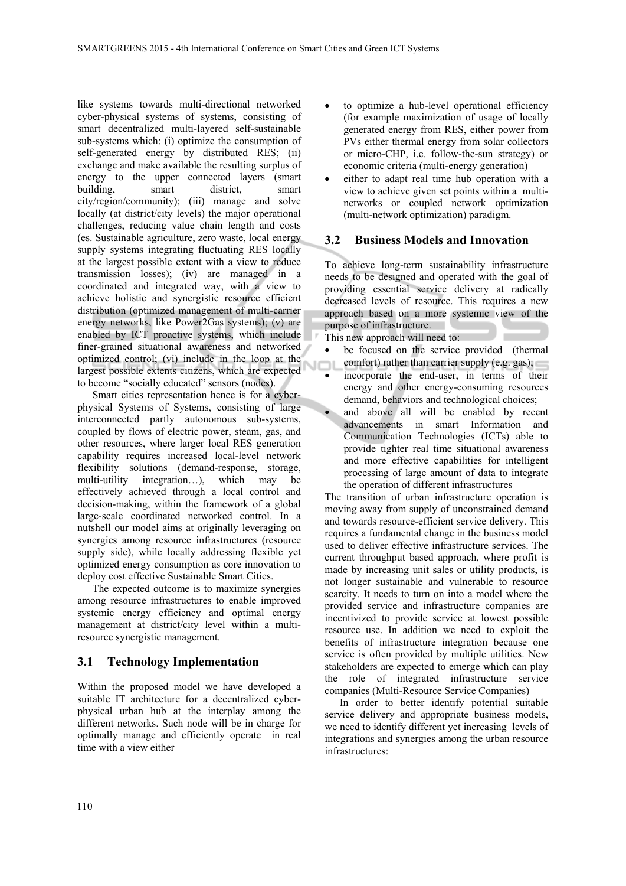like systems towards multi-directional networked cyber-physical systems of systems, consisting of smart decentralized multi-layered self-sustainable sub-systems which: (i) optimize the consumption of self-generated energy by distributed RES; (ii) exchange and make available the resulting surplus of energy to the upper connected layers (smart building, smart district, smart city/region/community); (iii) manage and solve locally (at district/city levels) the major operational challenges, reducing value chain length and costs (es. Sustainable agriculture, zero waste, local energy supply systems integrating fluctuating RES locally at the largest possible extent with a view to reduce transmission losses); (iv) are managed in a coordinated and integrated way, with a view to achieve holistic and synergistic resource efficient distribution (optimized management of multi-carrier energy networks, like Power2Gas systems); (v) are enabled by ICT proactive systems, which include finer-grained situational awareness and networked optimized control; (vi) include in the loop at the largest possible extents citizens, which are expected to become "socially educated" sensors (nodes).

Smart cities representation hence is for a cyber-physical Systems of Systems, consisting of large interconnected partly autonomous sub-systems, coupled by flows of electric power, steam, gas, and other resources, where larger local RES generation capability requires increased local-level network flexibility solutions (demand-response, storage, multi-utility integration…), which may be effectively achieved through a local control and decision-making, within the framework of a global large-scale coordinated networked control. In a nutshell our model aims at originally leveraging on synergies among resource infrastructures (resource supply side), while locally addressing flexible yet optimized energy consumption as core innovation to deploy cost effective Sustainable Smart Cities.

The expected outcome is to maximize synergies among resource infrastructures to enable improved systemic energy efficiency and optimal energy management at district/city level within a multi-resource synergistic management.

## 3.1 Technology Implementation

Within the proposed model we have developed a suitable IT architecture for a decentralized cyber-physical urban hub at the interplay among the different networks. Such node will be in charge for optimally manage and efficiently operate in real time with a view either

- to optimize a hub-level operational efficiency (for example maximization of usage of locally generated energy from RES, either power from PVs either thermal energy from solar collectors or micro-CHP, i.e. follow-the-sun strategy) or economic criteria (multi-energy generation)
- either to adapt real time hub operation with a view to achieve given set points within a multi-networks or coupled network optimization (multi-network optimization) paradigm.

## 3.2 Business Models and Innovation

To achieve long-term sustainability infrastructure needs to be designed and operated with the goal of providing essential service delivery at radically decreased levels of resource. This requires a new approach based on a more systemic view of the purpose of infrastructure.

This new approach will need to:

- be focused on the service provided (thermal comfort) rather than carrier supply (e.g. gas);
- incorporate the end-user, in terms of their energy and other energy-consuming resources demand, behaviors and technological choices;
- and above all will be enabled by recent advancements in smart Information and Communication Technologies (ICTs) able to provide tighter real time situational awareness and more effective capabilities for intelligent processing of large amount of data to integrate the operation of different infrastructures

The transition of urban infrastructure operation is moving away from supply of unconstrained demand and towards resource-efficient service delivery. This requires a fundamental change in the business model used to deliver effective infrastructure services. The current throughput based approach, where profit is made by increasing unit sales or utility products, is not longer sustainable and vulnerable to resource scarcity. It needs to turn on into a model where the provided service and infrastructure companies are incentivized to provide service at lowest possible resource use. In addition we need to exploit the benefits of infrastructure integration because one service is often provided by multiple utilities. New stakeholders are expected to emerge which can play the role of integrated infrastructure service companies (Multi-Resource Service Companies)

In order to better identify potential suitable service delivery and appropriate business models, we need to identify different yet increasing levels of integrations and synergies among the urban resource infrastructures: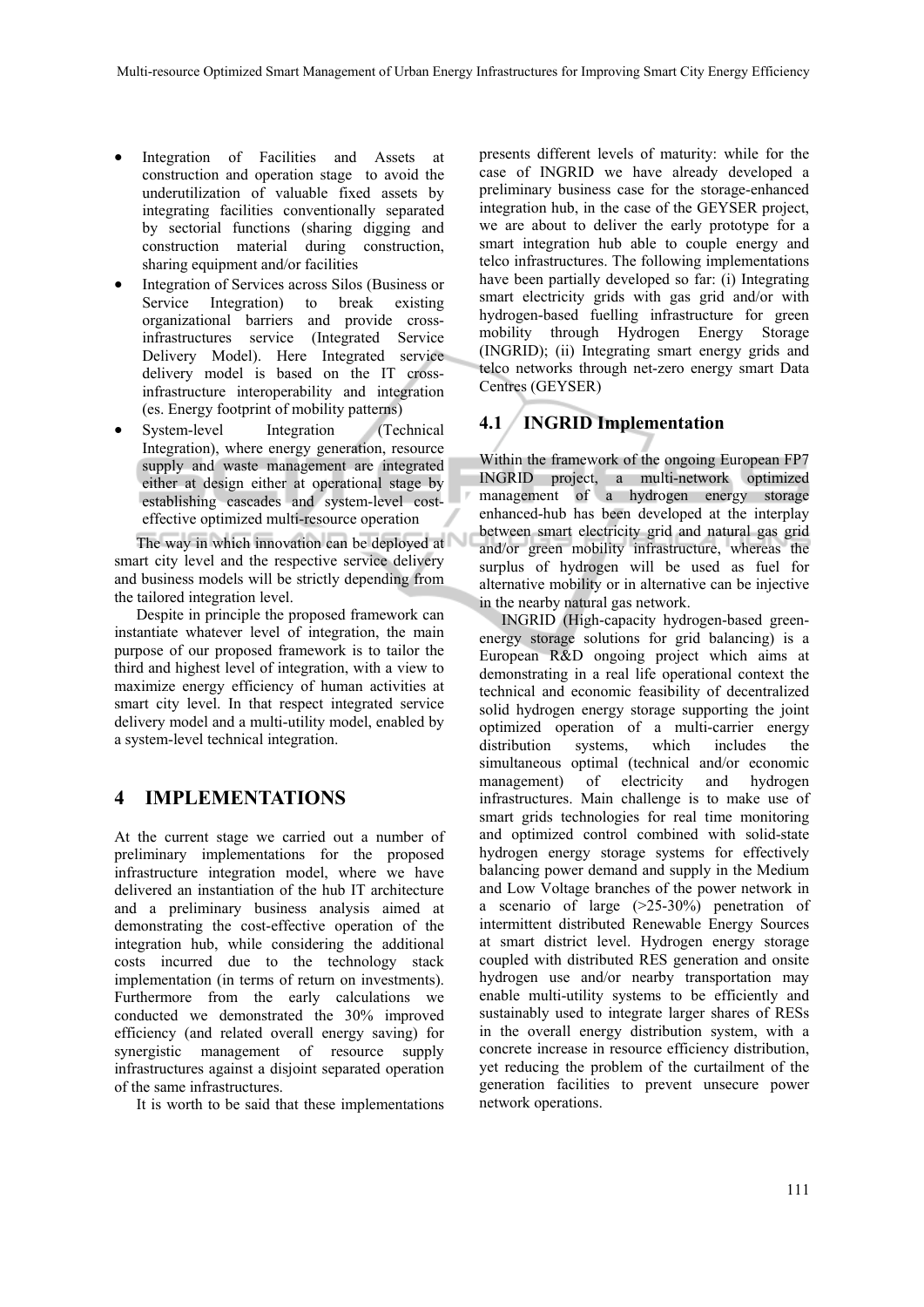- Integration of Facilities and Assets at construction and operation stage to avoid the underutilization of valuable fixed assets by integrating facilities conventionally separated by sectorial functions (sharing digging and construction material during construction, sharing equipment and/or facilities
- Integration of Services across Silos (Business or Service Integration) to break existing organizational barriers and provide cross-infrastructures service (Integrated Service Delivery Model). Here Integrated service delivery model is based on the IT cross-infrastructure interoperability and integration (es. Energy footprint of mobility patterns)
- System-level Integration (Technical Integration), where energy generation, resource supply and waste management are integrated either at design either at operational stage by establishing cascades and system-level cost-effective optimized multi-resource operation

The way in which innovation can be deployed at smart city level and the respective service delivery and business models will be strictly depending from the tailored integration level.

Despite in principle the proposed framework can instantiate whatever level of integration, the main purpose of our proposed framework is to tailor the third and highest level of integration, with a view to maximize energy efficiency of human activities at smart city level. In that respect integrated service delivery model and a multi-utility model, enabled by a system-level technical integration.

# 4 IMPLEMENTATIONS

At the current stage we carried out a number of preliminary implementations for the proposed infrastructure integration model, where we have delivered an instantiation of the hub IT architecture and a preliminary business analysis aimed at demonstrating the cost-effective operation of the integration hub, while considering the additional costs incurred due to the technology stack implementation (in terms of return on investments). Furthermore from the early calculations we conducted we demonstrated the 30% improved efficiency (and related overall energy saving) for synergistic management of resource supply infrastructures against a disjoint separated operation of the same infrastructures.

It is worth to be said that these implementations presents different levels of maturity: while for the case of INGRID we have already developed a preliminary business case for the storage-enhanced integration hub, in the case of the GEYSER project, we are about to deliver the early prototype for a smart integration hub able to couple energy and telco infrastructures. The following implementations have been partially developed so far: (i) Integrating smart electricity grids with gas grid and/or with hydrogen-based fuelling infrastructure for green mobility through Hydrogen Energy Storage (INGRID); (ii) Integrating smart energy grids and telco networks through net-zero energy smart Data Centres (GEYSER)

## 4.1 INGRID Implementation

Within the framework of the ongoing European FP7 INGRID project, a multi-network optimized management of a hydrogen energy storage enhanced-hub has been developed at the interplay between smart electricity grid and natural gas grid and/or green mobility infrastructure, whereas the surplus of hydrogen will be used as fuel for alternative mobility or in alternative can be injective in the nearby natural gas network.

INGRID (High-capacity hydrogen-based green-energy storage solutions for grid balancing) is a European R&D ongoing project which aims at demonstrating in a real life operational context the technical and economic feasibility of decentralized solid hydrogen energy storage supporting the joint optimized operation of a multi-carrier energy distribution systems, which includes the simultaneous optimal (technical and/or economic management) of electricity and hydrogen infrastructures. Main challenge is to make use of smart grids technologies for real time monitoring and optimized control combined with solid-state hydrogen energy storage systems for effectively balancing power demand and supply in the Medium and Low Voltage branches of the power network in a scenario of large (>25-30%) penetration of intermittent distributed Renewable Energy Sources at smart district level. Hydrogen energy storage coupled with distributed RES generation and onsite hydrogen use and/or nearby transportation may enable multi-utility systems to be efficiently and sustainably used to integrate larger shares of RESs in the overall energy distribution system, with a concrete increase in resource efficiency distribution, yet reducing the problem of the curtailment of the generation facilities to prevent unsecure power network operations.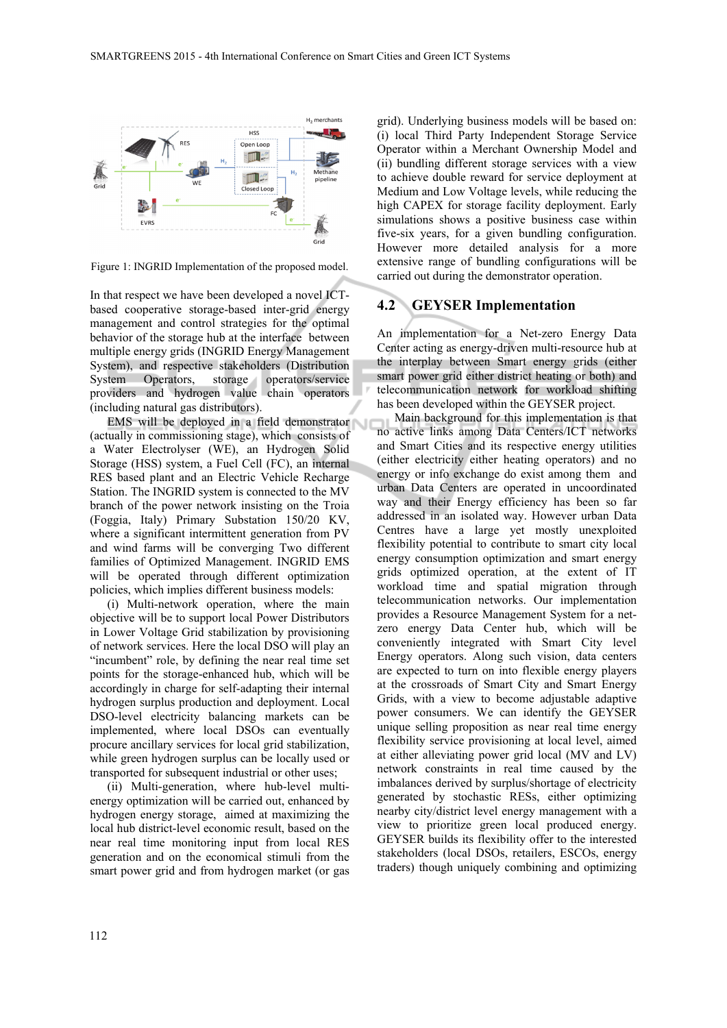Figure 1: INGRID Implementation of the proposed model.

In that respect we have been developed a novel ICT-based cooperative storage-based inter-grid energy management and control strategies for the optimal behavior of the storage hub at the interface between multiple energy grids (INGRID Energy Management System), and respective stakeholders (Distribution System Operators, storage operators/service providers and hydrogen value chain operators (including natural gas distributors).

EMS will be deployed in a field demonstrator (actually in commissioning stage), which consists of a Water Electrolyser (WE), an Hydrogen Solid Storage (HSS) system, a Fuel Cell (FC), an internal RES based plant and an Electric Vehicle Recharge Station. The INGRID system is connected to the MV branch of the power network insisting on the Troia (Foggia, Italy) Primary Substation 150/20 KV, where a significant intermittent generation from PV and wind farms will be converging Two different families of Optimized Management. INGRID EMS will be operated through different optimization policies, which implies different business models:

(i) Multi-network operation, where the main objective will be to support local Power Distributors in Lower Voltage Grid stabilization by provisioning of network services. Here the local DSO will play an "incumbent" role, by defining the near real time set points for the storage-enhanced hub, which will be accordingly in charge for self-adapting their internal hydrogen surplus production and deployment. Local DSO-level electricity balancing markets can be implemented, where local DSOs can eventually procure ancillary services for local grid stabilization, while green hydrogen surplus can be locally used or transported for subsequent industrial or other uses;

(ii) Multi-generation, where hub-level multi-energy optimization will be carried out, enhanced by hydrogen energy storage, aimed at maximizing the local hub district-level economic result, based on the near real time monitoring input from local RES generation and on the economical stimuli from the smart power grid and from hydrogen market (or gas grid). Underlying business models will be based on: (i) local Third Party Independent Storage Service Operator within a Merchant Ownership Model and (ii) bundling different storage services with a view to achieve double reward for service deployment at Medium and Low Voltage levels, while reducing the high CAPEX for storage facility deployment. Early simulations shows a positive business case within five-six years, for a given bundling configuration. However more detailed analysis for a more extensive range of bundling configurations will be carried out during the demonstrator operation.

## 4.2 GEYSER Implementation

An implementation for a Net-zero Energy Data Center acting as energy-driven multi-resource hub at the interplay between Smart energy grids (either smart power grid either district heating or both) and telecommunication network for workload shifting has been developed within the GEYSER project.

Main background for this implementation is that no active links among Data Centers/ICT networks and Smart Cities and its respective energy utilities (either electricity either heating operators) and no energy or info exchange do exist among them and urban Data Centers are operated in uncoordinated way and their Energy efficiency has been so far addressed in an isolated way. However urban Data Centres have a large yet mostly unexploited flexibility potential to contribute to smart city local energy consumption optimization and smart energy grids optimized operation, at the extent of IT workload time and spatial migration through telecommunication networks. Our implementation provides a Resource Management System for a net-zero energy Data Center hub, which will be conveniently integrated with Smart City level Energy operators. Along such vision, data centers are expected to turn on into flexible energy players at the crossroads of Smart City and Smart Energy Grids, with a view to become adjustable adaptive power consumers. We can identify the GEYSER unique selling proposition as near real time energy flexibility service provisioning at local level, aimed at either alleviating power grid local (MV and LV) network constraints in real time caused by the imbalances derived by surplus/shortage of electricity generated by stochastic RESs, either optimizing nearby city/district level energy management with a view to prioritize green local produced energy. GEYSER builds its flexibility offer to the interested stakeholders (local DSOs, retailers, ESCOs, energy traders) though uniquely combining and optimizing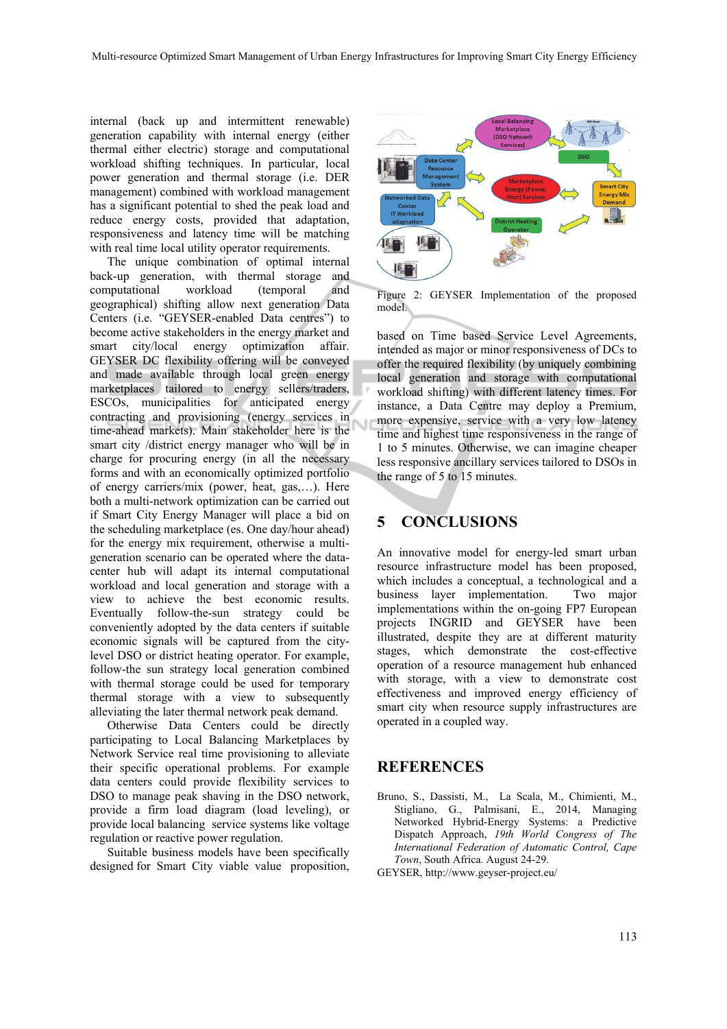internal (back up and intermittent renewable) generation capability with internal energy (either thermal either electric) storage and computational workload shifting techniques. In particular, local power generation and thermal storage (i.e. DER management) combined with workload management has a significant potential to shed the peak load and reduce energy costs, provided that adaptation, responsiveness and latency time will be matching with real time local utility operator requirements.

The unique combination of optimal internal back-up generation, with thermal storage and computational workload (temporal and geographical) shifting allow next generation Data Centers (i.e. "GEYSER-enabled Data centres") to become active stakeholders in the energy market and smart city/local energy optimization affair. GEYSER DC flexibility offering will be conveyed and made available through local green energy marketplaces tailored to energy sellers/traders, ESCOs, municipalities for anticipated energy contracting and provisioning (energy services in time-ahead markets). Main stakeholder here is the smart city /district energy manager who will be in charge for procuring energy (in all the necessary forms and with an economically optimized portfolio of energy carriers/mix (power, heat, gas,…). Here both a multi-network optimization can be carried out if Smart City Energy Manager will place a bid on the scheduling marketplace (es. One day/hour ahead) for the energy mix requirement, otherwise a multi-generation scenario can be operated where the data-center hub will adapt its internal computational workload and local generation and storage with a view to achieve the best economic results. Eventually follow-the-sun strategy could be conveniently adopted by the data centers if suitable economic signals will be captured from the city-level DSO or district heating operator. For example, follow-the sun strategy local generation combined with thermal storage could be used for temporary thermal storage with a view to subsequently alleviating the later thermal network peak demand.

Otherwise Data Centers could be directly participating to Local Balancing Marketplaces by Network Service real time provisioning to alleviate their specific operational problems. For example data centers could provide flexibility services to DSO to manage peak shaving in the DSO network, provide a firm load diagram (load leveling), or provide local balancing service systems like voltage regulation or reactive power regulation.

Suitable business models have been specifically designed for Smart City viable value proposition,

Figure 2: GEYSER Implementation of the proposed model.

based on Time based Service Level Agreements, intended as major or minor responsiveness of DCs to offer the required flexibility (by uniquely combining local generation and storage with computational workload shifting) with different latency times. For instance, a Data Centre may deploy a Premium, more expensive, service with a very low latency time and highest time responsiveness in the range of 1 to 5 minutes. Otherwise, we can imagine cheaper less responsive ancillary services tailored to DSOs in the range of 5 to 15 minutes.

## 5 CONCLUSIONS

An innovative model for energy-led smart urban resource infrastructure model has been proposed, which includes a conceptual, a technological and a business layer implementation. Two major implementations within the on-going FP7 European projects INGRID and GEYSER have been illustrated, despite they are at different maturity stages, which demonstrate the cost-effective operation of a resource management hub enhanced with storage, with a view to demonstrate cost effectiveness and improved energy efficiency of smart city when resource supply infrastructures are operated in a coupled way.

## REFERENCES

Bruno, S., Dassisti, M., La Scala, M., Chimienti, M., Stigliano, G., Palmisani, E., 2014, Managing Networked Hybrid-Energy Systems: a Predictive Dispatch Approach, *19th World Congress of The International Federation of Automatic Control, Cape Town*, South Africa. August 24-29.

GEYSER, http://www.geyser-project.eu/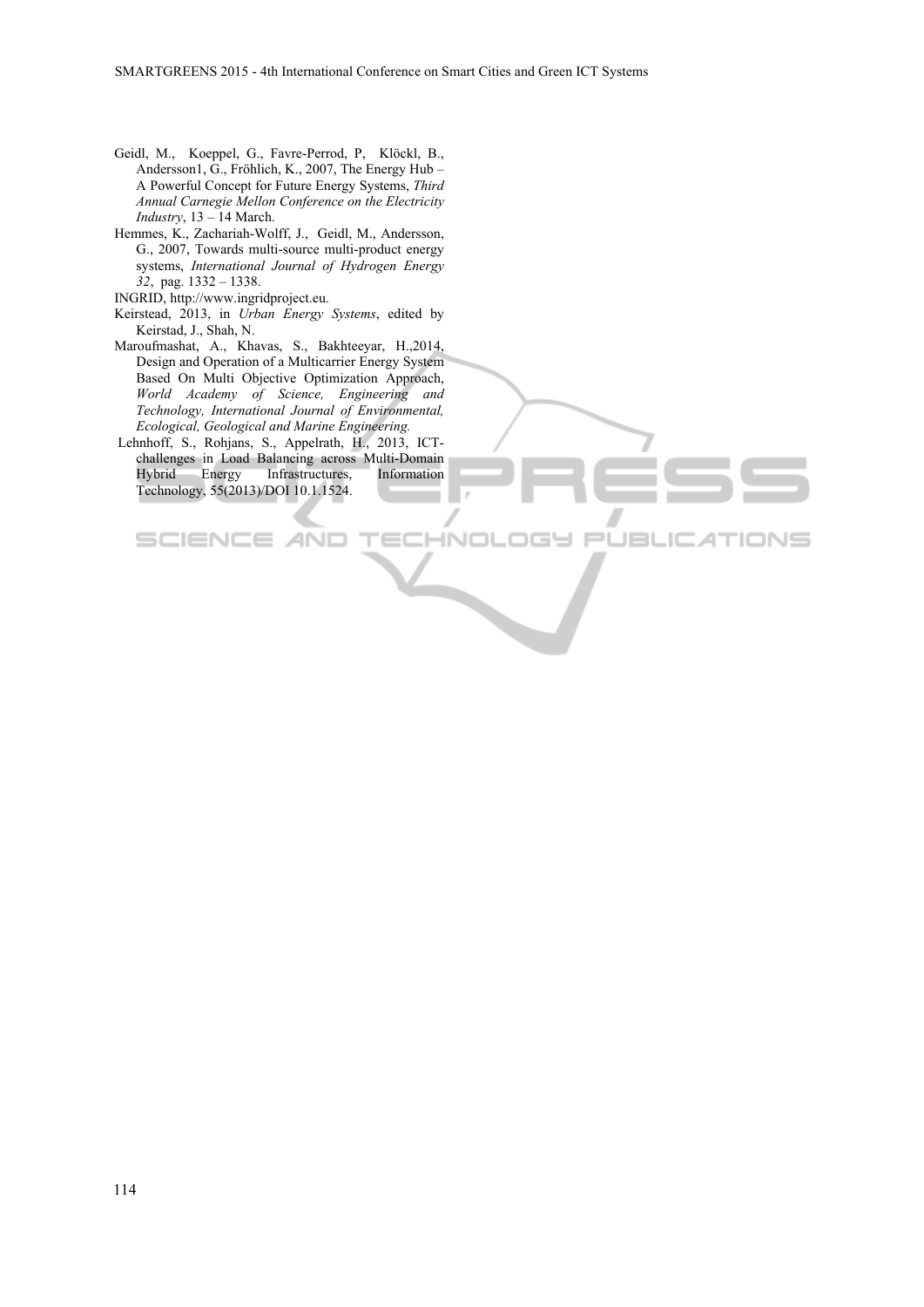Geidl, M., Koeppel, G., Favre-Perrod, P, Klöckl, B., Andersson1, G., Fröhlich, K., 2007, The Energy Hub – A Powerful Concept for Future Energy Systems, *Third Annual Carnegie Mellon Conference on the Electricity Industry*, 13 – 14 March.

Hemmes, K., Zachariah-Wolff, J., Geidl, M., Andersson, G., 2007, Towards multi-source multi-product energy systems, *International Journal of Hydrogen Energy 32*, pag. 1332 – 1338.

INGRID, http://www.ingridproject.eu.

Keirstead, 2013, in *Urban Energy Systems*, edited by Keirstad, J., Shah, N.

Maroufmashat, A., Khavas, S., Bakhteeyar, H.,2014, Design and Operation of a Multicarrier Energy System Based On Multi Objective Optimization Approach, *World Academy of Science, Engineering and Technology, International Journal of Environmental, Ecological, Geological and Marine Engineering.*

Lehnhoff, S., Rohjans, S., Appelrath, H., 2013, ICT-challenges in Load Balancing across Multi-Domain Hybrid Energy Infrastructures, Information Technology, 55(2013)/DOI 10.1.1524.